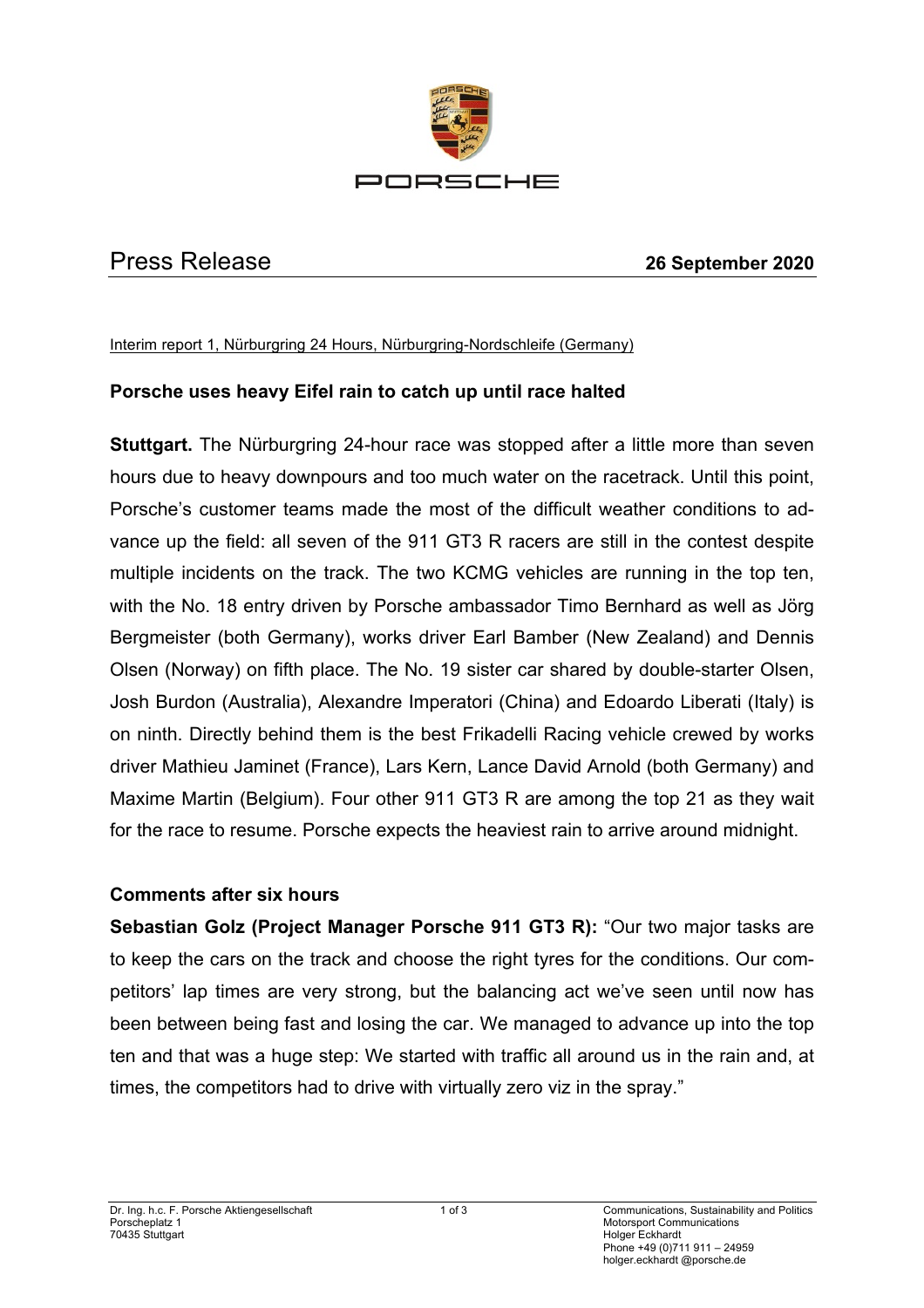PORSCHE

# Press Release

**26 September 2020**

Interim report 1, Nürburgring 24 Hours, Nürburgring-Nordschleife (Germany)

## Porsche uses heavy Eifel rain to catch up until race halted

**Stuttgart.** The Nürburgring 24-hour race was stopped after a little more than seven hours due to heavy downpours and too much water on the racetrack. Until this point, Porsche's customer teams made the most of the difficult weather conditions to advance up the field: all seven of the 911 GT3 R racers are still in the contest despite multiple incidents on the track. The two KCMG vehicles are running in the top ten, with the No. 18 entry driven by Porsche ambassador Timo Bernhard as well as Jörg Bergmeister (both Germany), works driver Earl Bamber (New Zealand) and Dennis Olsen (Norway) on fifth place. The No. 19 sister car shared by double-starter Olsen, Josh Burdon (Australia), Alexandre Imperatori (China) and Edoardo Liberati (Italy) is on ninth. Directly behind them is the best Frikadelli Racing vehicle crewed by works driver Mathieu Jaminet (France), Lars Kern, Lance David Arnold (both Germany) and Maxime Martin (Belgium). Four other 911 GT3 R are among the top 21 as they wait for the race to resume. Porsche expects the heaviest rain to arrive around midnight.

### Comments after six hours

**Sebastian Golz (Project Manager Porsche 911 GT3 R):** "Our two major tasks are to keep the cars on the track and choose the right tyres for the conditions. Our competitors' lap times are very strong, but the balancing act we've seen until now has been between being fast and losing the car. We managed to advance up into the top ten and that was a huge step: We started with traffic all around us in the rain and, at times, the competitors had to drive with virtually zero viz in the spray."

Dr. Ing. h.c. F. Porsche Aktiengesellschaft
Porscheplatz 1
70435 Stuttgart

Communications, Sustainability and Politics
Motorsport Communications
Holger Eckhardt
Phone +49 (0)711 911 – 24959
holger.eckhardt @porsche.de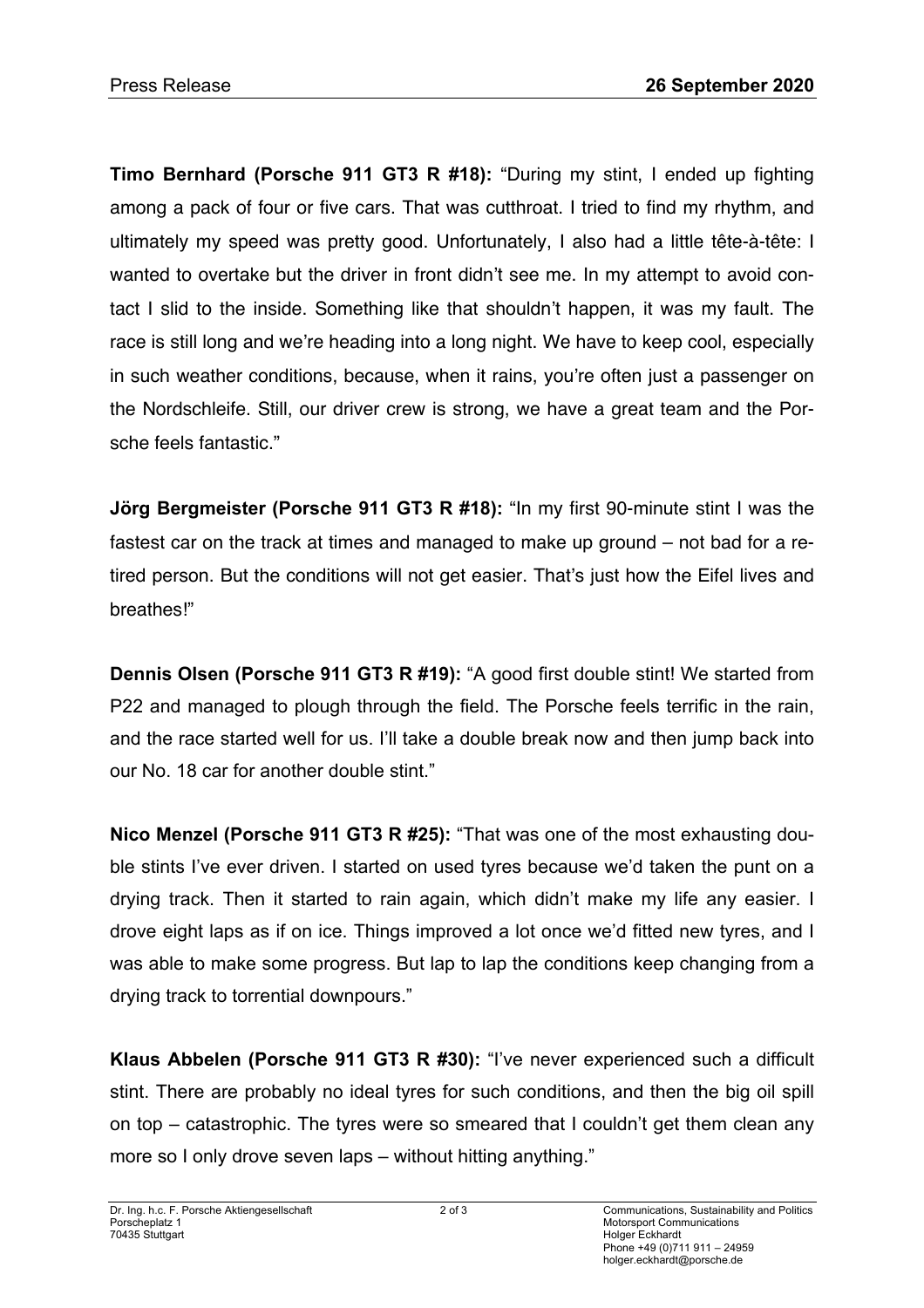**Timo Bernhard (Porsche 911 GT3 R #18):** "During my stint, I ended up fighting among a pack of four or five cars. That was cutthroat. I tried to find my rhythm, and ultimately my speed was pretty good. Unfortunately, I also had a little tête-à-tête: I wanted to overtake but the driver in front didn't see me. In my attempt to avoid contact I slid to the inside. Something like that shouldn't happen, it was my fault. The race is still long and we're heading into a long night. We have to keep cool, especially in such weather conditions, because, when it rains, you're often just a passenger on the Nordschleife. Still, our driver crew is strong, we have a great team and the Porsche feels fantastic."

**Jörg Bergmeister (Porsche 911 GT3 R #18):** "In my first 90-minute stint I was the fastest car on the track at times and managed to make up ground – not bad for a retired person. But the conditions will not get easier. That's just how the Eifel lives and breathes!"

**Dennis Olsen (Porsche 911 GT3 R #19):** "A good first double stint! We started from P22 and managed to plough through the field. The Porsche feels terrific in the rain, and the race started well for us. I'll take a double break now and then jump back into our No. 18 car for another double stint."

**Nico Menzel (Porsche 911 GT3 R #25):** "That was one of the most exhausting double stints I've ever driven. I started on used tyres because we'd taken the punt on a drying track. Then it started to rain again, which didn't make my life any easier. I drove eight laps as if on ice. Things improved a lot once we'd fitted new tyres, and I was able to make some progress. But lap to lap the conditions keep changing from a drying track to torrential downpours."

**Klaus Abbelen (Porsche 911 GT3 R #30):** "I've never experienced such a difficult stint. There are probably no ideal tyres for such conditions, and then the big oil spill on top – catastrophic. The tyres were so smeared that I couldn't get them clean any more so I only drove seven laps – without hitting anything."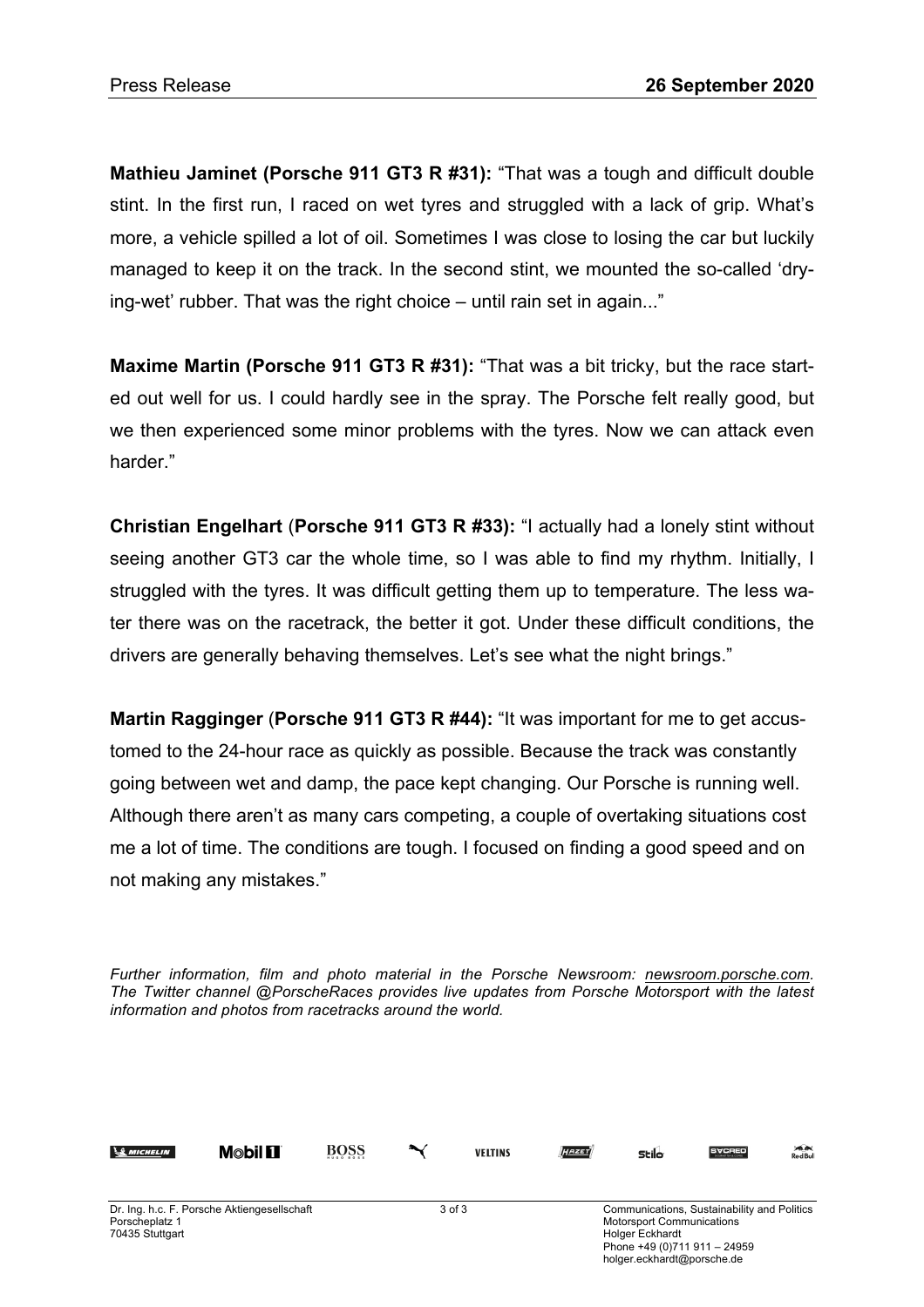**Mathieu Jaminet (Porsche 911 GT3 R #31):** "That was a tough and difficult double stint. In the first run, I raced on wet tyres and struggled with a lack of grip. What's more, a vehicle spilled a lot of oil. Sometimes I was close to losing the car but luckily managed to keep it on the track. In the second stint, we mounted the so-called 'drying-wet' rubber. That was the right choice – until rain set in again..."

**Maxime Martin (Porsche 911 GT3 R #31):** "That was a bit tricky, but the race started out well for us. I could hardly see in the spray. The Porsche felt really good, but we then experienced some minor problems with the tyres. Now we can attack even harder."

**Christian Engelhart** (**Porsche 911 GT3 R #33):** "I actually had a lonely stint without seeing another GT3 car the whole time, so I was able to find my rhythm. Initially, I struggled with the tyres. It was difficult getting them up to temperature. The less water there was on the racetrack, the better it got. Under these difficult conditions, the drivers are generally behaving themselves. Let's see what the night brings."

**Martin Ragginger** (**Porsche 911 GT3 R #44):** "It was important for me to get accustomed to the 24-hour race as quickly as possible. Because the track was constantly going between wet and damp, the pace kept changing. Our Porsche is running well. Although there aren't as many cars competing, a couple of overtaking situations cost me a lot of time. The conditions are tough. I focused on finding a good speed and on not making any mistakes."

*Further information, film and photo material in the Porsche Newsroom: newsroom.porsche.com. The Twitter channel @PorscheRaces provides live updates from Porsche Motorsport with the latest information and photos from racetracks around the world.*

Dr. Ing. h.c. F. Porsche Aktiengesellschaft
Porscheplatz 1
70435 Stuttgart

Communications, Sustainability and Politics
Motorsport Communications
Holger Eckhardt
Phone +49 (0)711 911 – 24959
holger.eckhardt@porsche.de